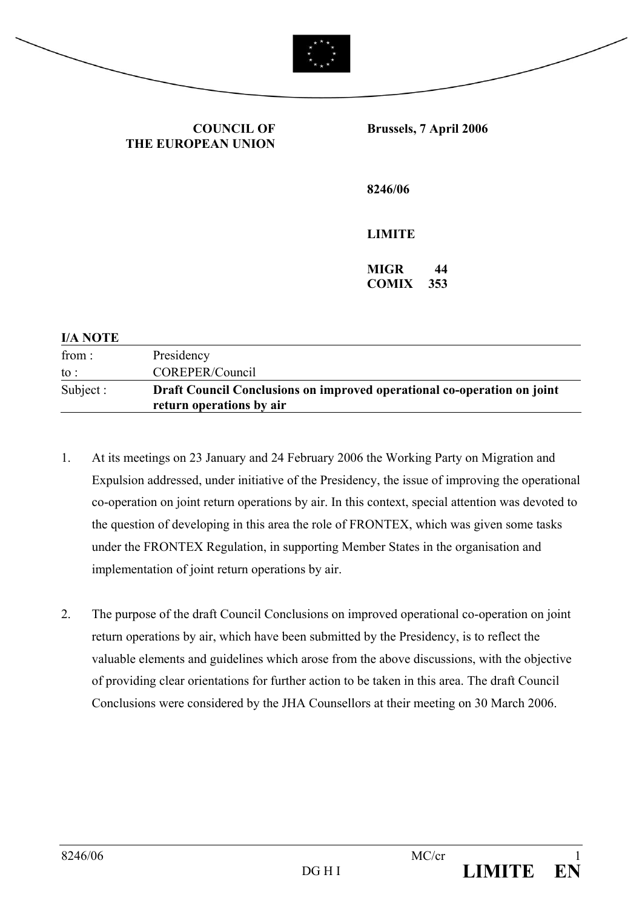**COUNCIL OF THE EUROPEAN UNION**

**Brussels, 7 April 2006**

**8246/06**

**LIMITE**

**MIGR 44**
**COMIX 353**

**I/A NOTE**

| | |
|---|---|
| from : | Presidency |
| to : | COREPER/Council |
| Subject : | **Draft Council Conclusions on improved operational co-operation on joint return operations by air** |

1. At its meetings on 23 January and 24 February 2006 the Working Party on Migration and Expulsion addressed, under initiative of the Presidency, the issue of improving the operational co-operation on joint return operations by air. In this context, special attention was devoted to the question of developing in this area the role of FRONTEX, which was given some tasks under the FRONTEX Regulation, in supporting Member States in the organisation and implementation of joint return operations by air.

2. The purpose of the draft Council Conclusions on improved operational co-operation on joint return operations by air, which have been submitted by the Presidency, is to reflect the valuable elements and guidelines which arose from the above discussions, with the objective of providing clear orientations for further action to be taken in this area. The draft Council Conclusions were considered by the JHA Counsellors at their meeting on 30 March 2006.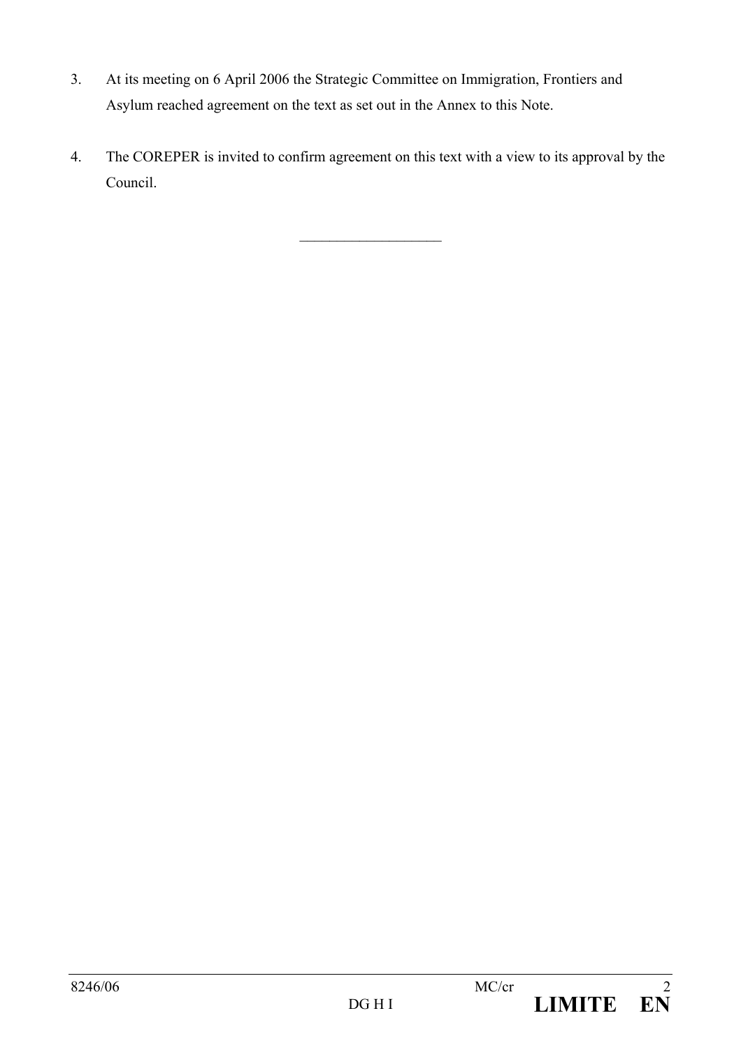3. At its meeting on 6 April 2006 the Strategic Committee on Immigration, Frontiers and Asylum reached agreement on the text as set out in the Annex to this Note.

4. The COREPER is invited to confirm agreement on this text with a view to its approval by the Council.

___________________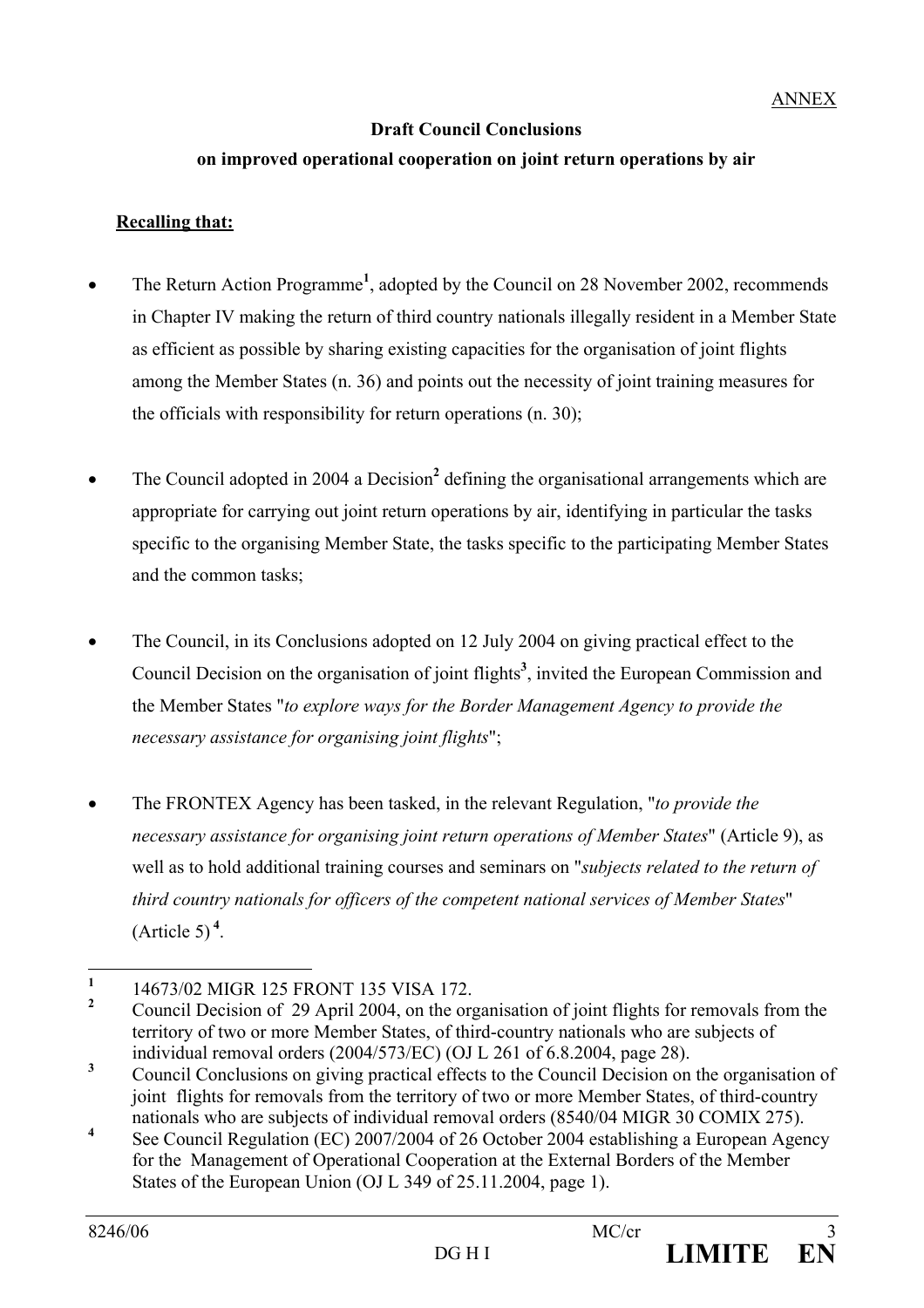ANNEX

**Draft Council Conclusions**

**on improved operational cooperation on joint return operations by air**

**Recalling that:**

- The Return Action Programme[1], adopted by the Council on 28 November 2002, recommends in Chapter IV making the return of third country nationals illegally resident in a Member State as efficient as possible by sharing existing capacities for the organisation of joint flights among the Member States (n. 36) and points out the necessity of joint training measures for the officials with responsibility for return operations (n. 30);

- The Council adopted in 2004 a Decision[2] defining the organisational arrangements which are appropriate for carrying out joint return operations by air, identifying in particular the tasks specific to the organising Member State, the tasks specific to the participating Member States and the common tasks;

- The Council, in its Conclusions adopted on 12 July 2004 on giving practical effect to the Council Decision on the organisation of joint flights[3], invited the European Commission and the Member States "*to explore ways for the Border Management Agency to provide the necessary assistance for organising joint flights*";

- The FRONTEX Agency has been tasked, in the relevant Regulation, "*to provide the necessary assistance for organising joint return operations of Member States*" (Article 9), as well as to hold additional training courses and seminars on "*subjects related to the return of third country nationals for officers of the competent national services of Member States*" (Article 5)[4].

---

[1] 14673/02 MIGR 125 FRONT 135 VISA 172.

[2] Council Decision of 29 April 2004, on the organisation of joint flights for removals from the territory of two or more Member States, of third-country nationals who are subjects of individual removal orders (2004/573/EC) (OJ L 261 of 6.8.2004, page 28).

[3] Council Conclusions on giving practical effects to the Council Decision on the organisation of joint flights for removals from the territory of two or more Member States, of third-country nationals who are subjects of individual removal orders (8540/04 MIGR 30 COMIX 275).

[4] See Council Regulation (EC) 2007/2004 of 26 October 2004 establishing a European Agency for the Management of Operational Cooperation at the External Borders of the Member States of the European Union (OJ L 349 of 25.11.2004, page 1).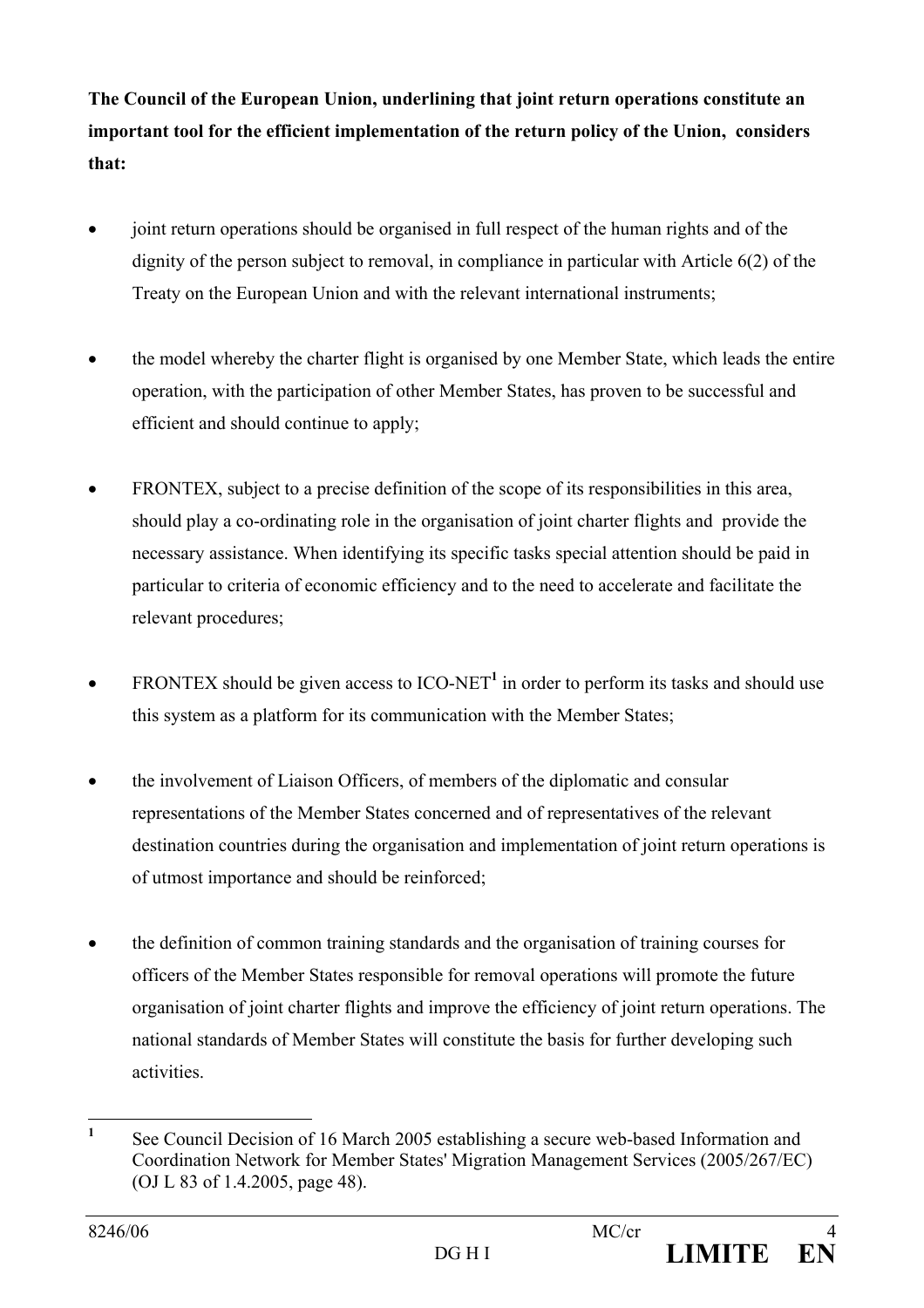**The Council of the European Union, underlining that joint return operations constitute an important tool for the efficient implementation of the return policy of the Union, considers that:**

- joint return operations should be organised in full respect of the human rights and of the dignity of the person subject to removal, in compliance in particular with Article 6(2) of the Treaty on the European Union and with the relevant international instruments;

- the model whereby the charter flight is organised by one Member State, which leads the entire operation, with the participation of other Member States, has proven to be successful and efficient and should continue to apply;

- FRONTEX, subject to a precise definition of the scope of its responsibilities in this area, should play a co-ordinating role in the organisation of joint charter flights and provide the necessary assistance. When identifying its specific tasks special attention should be paid in particular to criteria of economic efficiency and to the need to accelerate and facilitate the relevant procedures;

- FRONTEX should be given access to ICO-NET[1] in order to perform its tasks and should use this system as a platform for its communication with the Member States;

- the involvement of Liaison Officers, of members of the diplomatic and consular representations of the Member States concerned and of representatives of the relevant destination countries during the organisation and implementation of joint return operations is of utmost importance and should be reinforced;

- the definition of common training standards and the organisation of training courses for officers of the Member States responsible for removal operations will promote the future organisation of joint charter flights and improve the efficiency of joint return operations. The national standards of Member States will constitute the basis for further developing such activities.

---

[1] See Council Decision of 16 March 2005 establishing a secure web-based Information and Coordination Network for Member States' Migration Management Services (2005/267/EC) (OJ L 83 of 1.4.2005, page 48).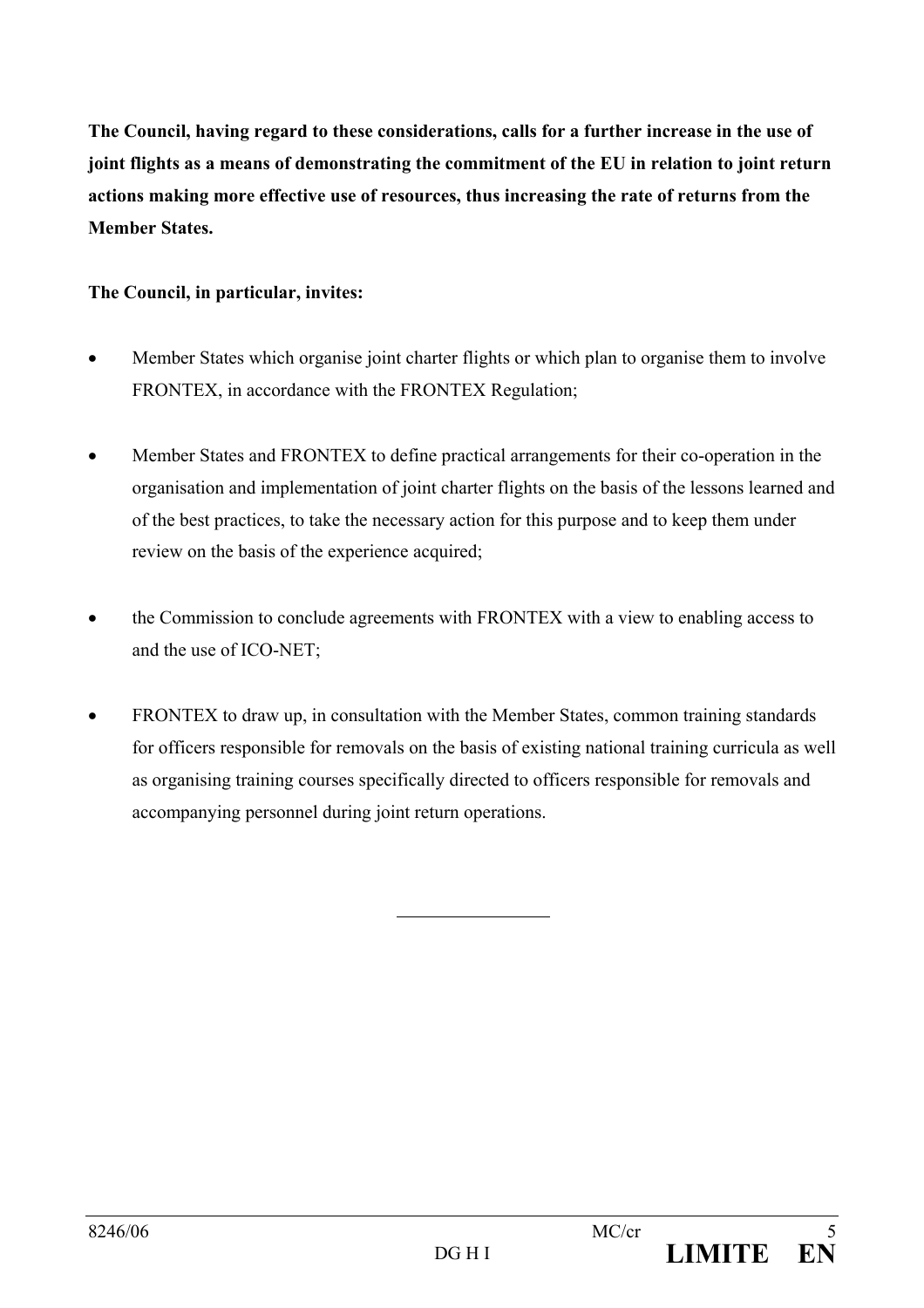**The Council, having regard to these considerations, calls for a further increase in the use of joint flights as a means of demonstrating the commitment of the EU in relation to joint return actions making more effective use of resources, thus increasing the rate of returns from the Member States.**

**The Council, in particular, invites:**

- Member States which organise joint charter flights or which plan to organise them to involve FRONTEX, in accordance with the FRONTEX Regulation;

- Member States and FRONTEX to define practical arrangements for their co-operation in the organisation and implementation of joint charter flights on the basis of the lessons learned and of the best practices, to take the necessary action for this purpose and to keep them under review on the basis of the experience acquired;

- the Commission to conclude agreements with FRONTEX with a view to enabling access to and the use of ICO-NET;

- FRONTEX to draw up, in consultation with the Member States, common training standards for officers responsible for removals on the basis of existing national training curricula as well as organising training courses specifically directed to officers responsible for removals and accompanying personnel during joint return operations.

---